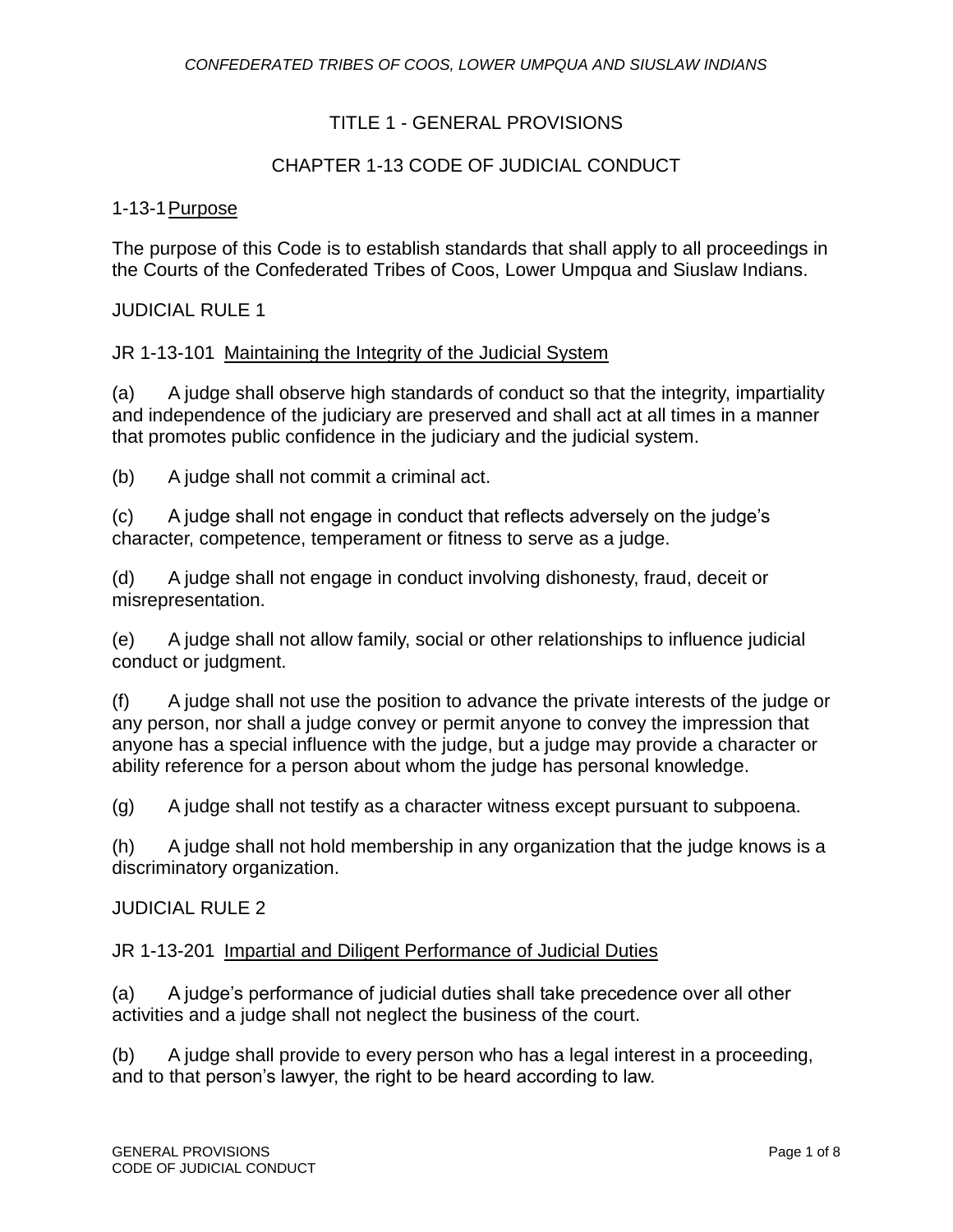*CONFEDERATED TRIBES OF COOS, LOWER UMPQUA AND SIUSLAW INDIANS*

# TITLE 1 - GENERAL PROVISIONS

## CHAPTER 1-13 CODE OF JUDICIAL CONDUCT

1-13-1 Purpose

The purpose of this Code is to establish standards that shall apply to all proceedings in the Courts of the Confederated Tribes of Coos, Lower Umpqua and Siuslaw Indians.

### JUDICIAL RULE 1

JR 1-13-101 Maintaining the Integrity of the Judicial System

(a) A judge shall observe high standards of conduct so that the integrity, impartiality and independence of the judiciary are preserved and shall act at all times in a manner that promotes public confidence in the judiciary and the judicial system.

(b) A judge shall not commit a criminal act.

(c) A judge shall not engage in conduct that reflects adversely on the judge's character, competence, temperament or fitness to serve as a judge.

(d) A judge shall not engage in conduct involving dishonesty, fraud, deceit or misrepresentation.

(e) A judge shall not allow family, social or other relationships to influence judicial conduct or judgment.

(f) A judge shall not use the position to advance the private interests of the judge or any person, nor shall a judge convey or permit anyone to convey the impression that anyone has a special influence with the judge, but a judge may provide a character or ability reference for a person about whom the judge has personal knowledge.

(g) A judge shall not testify as a character witness except pursuant to subpoena.

(h) A judge shall not hold membership in any organization that the judge knows is a discriminatory organization.

### JUDICIAL RULE 2

JR 1-13-201 Impartial and Diligent Performance of Judicial Duties

(a) A judge's performance of judicial duties shall take precedence over all other activities and a judge shall not neglect the business of the court.

(b) A judge shall provide to every person who has a legal interest in a proceeding, and to that person's lawyer, the right to be heard according to law.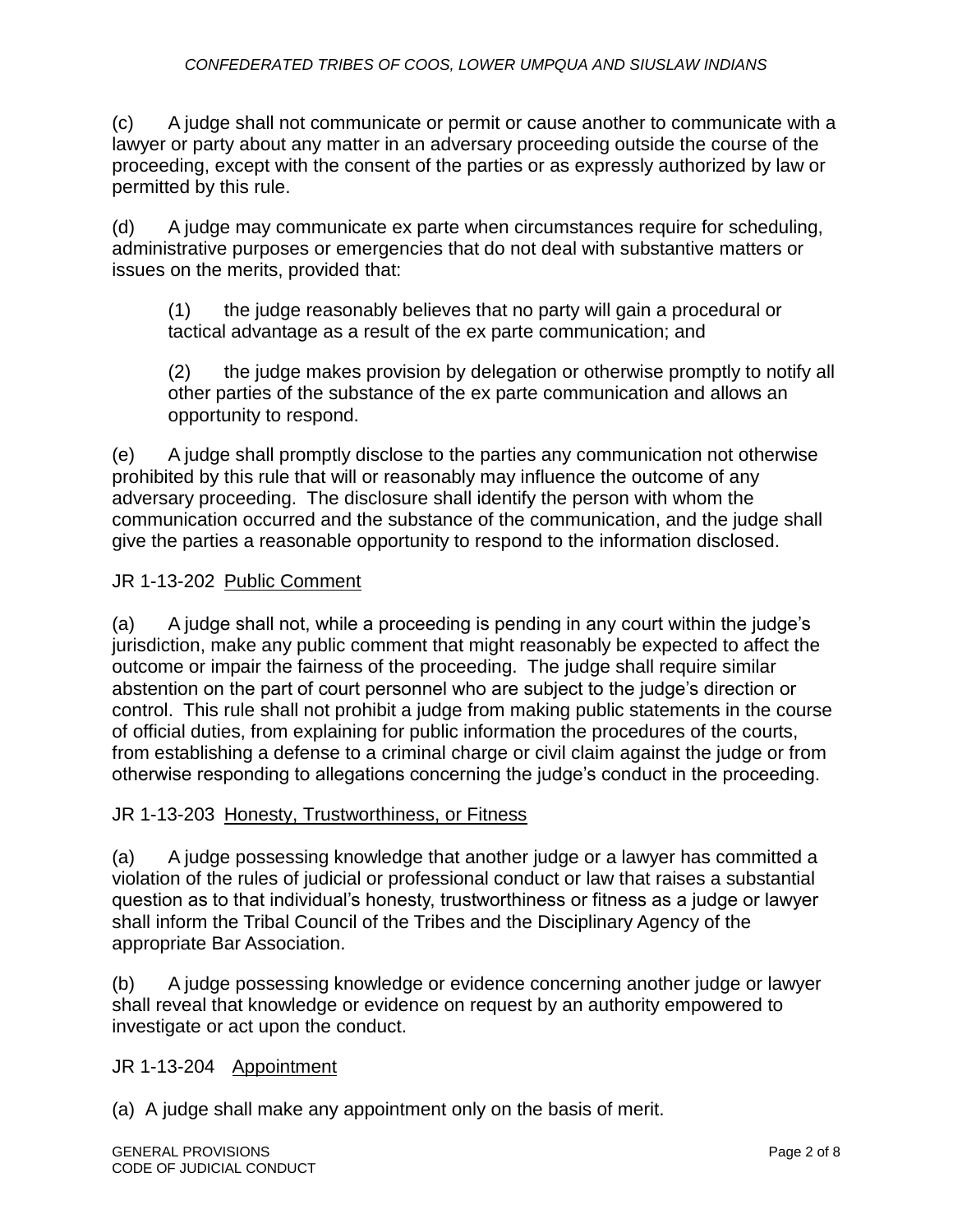(c) A judge shall not communicate or permit or cause another to communicate with a lawyer or party about any matter in an adversary proceeding outside the course of the proceeding, except with the consent of the parties or as expressly authorized by law or permitted by this rule.

(d) A judge may communicate ex parte when circumstances require for scheduling, administrative purposes or emergencies that do not deal with substantive matters or issues on the merits, provided that:

> (1) the judge reasonably believes that no party will gain a procedural or tactical advantage as a result of the ex parte communication; and
>
> (2) the judge makes provision by delegation or otherwise promptly to notify all other parties of the substance of the ex parte communication and allows an opportunity to respond.

(e) A judge shall promptly disclose to the parties any communication not otherwise prohibited by this rule that will or reasonably may influence the outcome of any adversary proceeding. The disclosure shall identify the person with whom the communication occurred and the substance of the communication, and the judge shall give the parties a reasonable opportunity to respond to the information disclosed.

### JR 1-13-202 Public Comment

(a) A judge shall not, while a proceeding is pending in any court within the judge's jurisdiction, make any public comment that might reasonably be expected to affect the outcome or impair the fairness of the proceeding. The judge shall require similar abstention on the part of court personnel who are subject to the judge's direction or control. This rule shall not prohibit a judge from making public statements in the course of official duties, from explaining for public information the procedures of the courts, from establishing a defense to a criminal charge or civil claim against the judge or from otherwise responding to allegations concerning the judge's conduct in the proceeding.

### JR 1-13-203 Honesty, Trustworthiness, or Fitness

(a) A judge possessing knowledge that another judge or a lawyer has committed a violation of the rules of judicial or professional conduct or law that raises a substantial question as to that individual's honesty, trustworthiness or fitness as a judge or lawyer shall inform the Tribal Council of the Tribes and the Disciplinary Agency of the appropriate Bar Association.

(b) A judge possessing knowledge or evidence concerning another judge or lawyer shall reveal that knowledge or evidence on request by an authority empowered to investigate or act upon the conduct.

### JR 1-13-204 Appointment

(a) A judge shall make any appointment only on the basis of merit.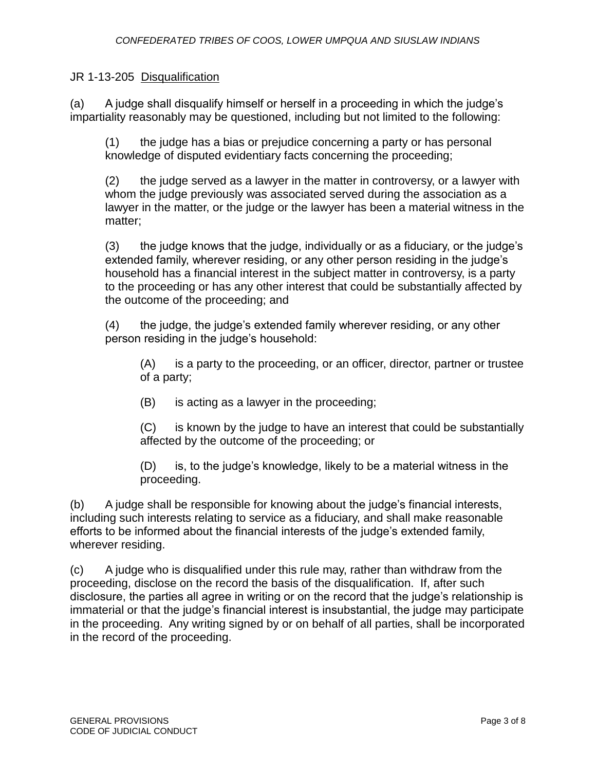## JR 1-13-205 <u>Disqualification</u>

(a) A judge shall disqualify himself or herself in a proceeding in which the judge's impartiality reasonably may be questioned, including but not limited to the following:

> (1) the judge has a bias or prejudice concerning a party or has personal knowledge of disputed evidentiary facts concerning the proceeding;
>
> (2) the judge served as a lawyer in the matter in controversy, or a lawyer with whom the judge previously was associated served during the association as a lawyer in the matter, or the judge or the lawyer has been a material witness in the matter;
>
> (3) the judge knows that the judge, individually or as a fiduciary, or the judge's extended family, wherever residing, or any other person residing in the judge's household has a financial interest in the subject matter in controversy, is a party to the proceeding or has any other interest that could be substantially affected by the outcome of the proceeding; and
>
> (4) the judge, the judge's extended family wherever residing, or any other person residing in the judge's household:
>
> > (A) is a party to the proceeding, or an officer, director, partner or trustee of a party;
> >
> > (B) is acting as a lawyer in the proceeding;
> >
> > (C) is known by the judge to have an interest that could be substantially affected by the outcome of the proceeding; or
> >
> > (D) is, to the judge's knowledge, likely to be a material witness in the proceeding.

(b) A judge shall be responsible for knowing about the judge's financial interests, including such interests relating to service as a fiduciary, and shall make reasonable efforts to be informed about the financial interests of the judge's extended family, wherever residing.

(c) A judge who is disqualified under this rule may, rather than withdraw from the proceeding, disclose on the record the basis of the disqualification. If, after such disclosure, the parties all agree in writing or on the record that the judge's relationship is immaterial or that the judge's financial interest is insubstantial, the judge may participate in the proceeding. Any writing signed by or on behalf of all parties, shall be incorporated in the record of the proceeding.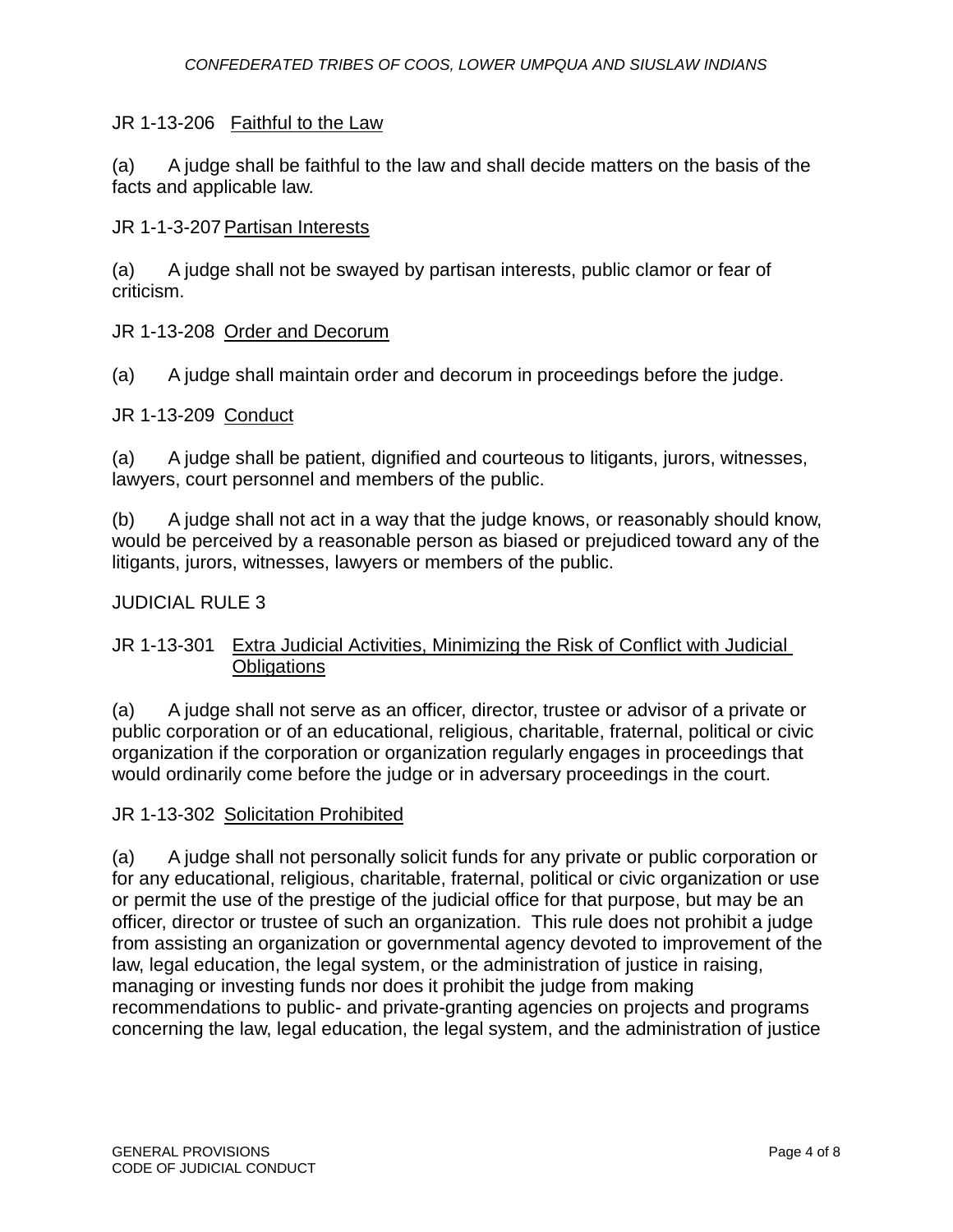JR 1-13-206 Faithful to the Law

(a) A judge shall be faithful to the law and shall decide matters on the basis of the facts and applicable law.

JR 1-1-3-207 Partisan Interests

(a) A judge shall not be swayed by partisan interests, public clamor or fear of criticism.

JR 1-13-208 Order and Decorum

(a) A judge shall maintain order and decorum in proceedings before the judge.

JR 1-13-209 Conduct

(a) A judge shall be patient, dignified and courteous to litigants, jurors, witnesses, lawyers, court personnel and members of the public.

(b) A judge shall not act in a way that the judge knows, or reasonably should know, would be perceived by a reasonable person as biased or prejudiced toward any of the litigants, jurors, witnesses, lawyers or members of the public.

JUDICIAL RULE 3

JR 1-13-301 Extra Judicial Activities, Minimizing the Risk of Conflict with Judicial Obligations

(a) A judge shall not serve as an officer, director, trustee or advisor of a private or public corporation or of an educational, religious, charitable, fraternal, political or civic organization if the corporation or organization regularly engages in proceedings that would ordinarily come before the judge or in adversary proceedings in the court.

JR 1-13-302 Solicitation Prohibited

(a) A judge shall not personally solicit funds for any private or public corporation or for any educational, religious, charitable, fraternal, political or civic organization or use or permit the use of the prestige of the judicial office for that purpose, but may be an officer, director or trustee of such an organization. This rule does not prohibit a judge from assisting an organization or governmental agency devoted to improvement of the law, legal education, the legal system, or the administration of justice in raising, managing or investing funds nor does it prohibit the judge from making recommendations to public- and private-granting agencies on projects and programs concerning the law, legal education, the legal system, and the administration of justice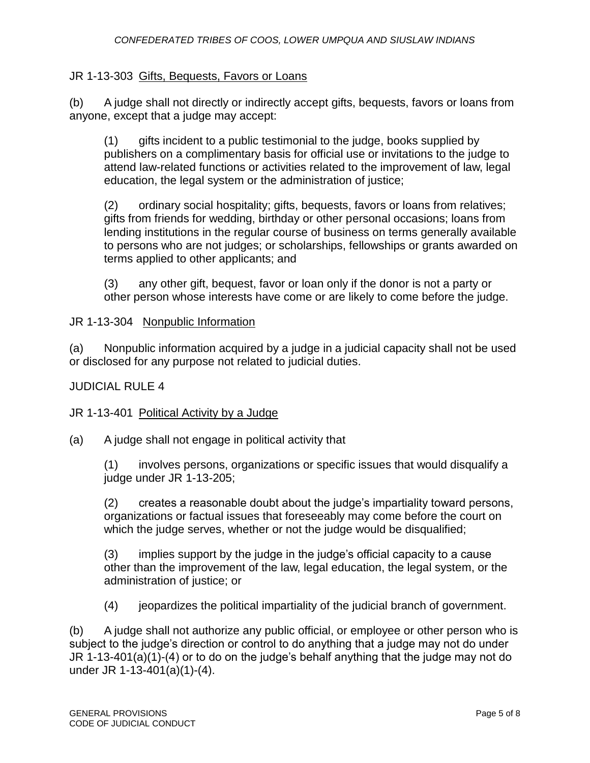JR 1-13-303  <u>Gifts, Bequests, Favors or Loans</u>

(b) A judge shall not directly or indirectly accept gifts, bequests, favors or loans from anyone, except that a judge may accept:

> (1) gifts incident to a public testimonial to the judge, books supplied by publishers on a complimentary basis for official use or invitations to the judge to attend law-related functions or activities related to the improvement of law, legal education, the legal system or the administration of justice;
>
> (2) ordinary social hospitality; gifts, bequests, favors or loans from relatives; gifts from friends for wedding, birthday or other personal occasions; loans from lending institutions in the regular course of business on terms generally available to persons who are not judges; or scholarships, fellowships or grants awarded on terms applied to other applicants; and
>
> (3) any other gift, bequest, favor or loan only if the donor is not a party or other person whose interests have come or are likely to come before the judge.

JR 1-13-304  <u>Nonpublic Information</u>

(a) Nonpublic information acquired by a judge in a judicial capacity shall not be used or disclosed for any purpose not related to judicial duties.

JUDICIAL RULE 4

JR 1-13-401  <u>Political Activity by a Judge</u>

(a) A judge shall not engage in political activity that

> (1) involves persons, organizations or specific issues that would disqualify a judge under JR 1-13-205;
>
> (2) creates a reasonable doubt about the judge's impartiality toward persons, organizations or factual issues that foreseeably may come before the court on which the judge serves, whether or not the judge would be disqualified;
>
> (3) implies support by the judge in the judge's official capacity to a cause other than the improvement of the law, legal education, the legal system, or the administration of justice; or
>
> (4) jeopardizes the political impartiality of the judicial branch of government.

(b) A judge shall not authorize any public official, or employee or other person who is subject to the judge's direction or control to do anything that a judge may not do under JR 1-13-401(a)(1)-(4) or to do on the judge's behalf anything that the judge may not do under JR 1-13-401(a)(1)-(4).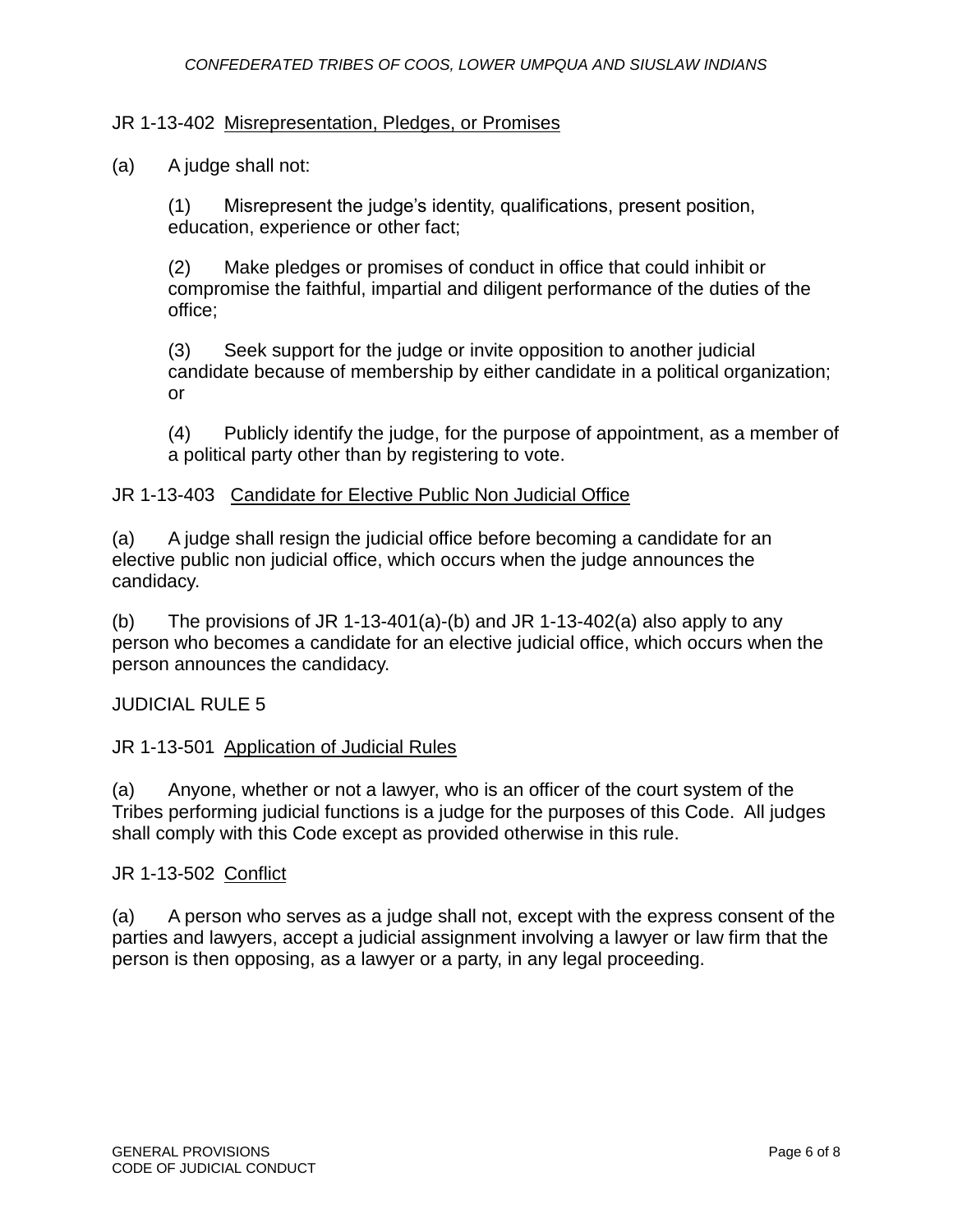JR 1-13-402 Misrepresentation, Pledges, or Promises

(a) A judge shall not:

(1) Misrepresent the judge's identity, qualifications, present position, education, experience or other fact;

(2) Make pledges or promises of conduct in office that could inhibit or compromise the faithful, impartial and diligent performance of the duties of the office;

(3) Seek support for the judge or invite opposition to another judicial candidate because of membership by either candidate in a political organization; or

(4) Publicly identify the judge, for the purpose of appointment, as a member of a political party other than by registering to vote.

JR 1-13-403 Candidate for Elective Public Non Judicial Office

(a) A judge shall resign the judicial office before becoming a candidate for an elective public non judicial office, which occurs when the judge announces the candidacy.

(b) The provisions of JR 1-13-401(a)-(b) and JR 1-13-402(a) also apply to any person who becomes a candidate for an elective judicial office, which occurs when the person announces the candidacy.

## JUDICIAL RULE 5

JR 1-13-501 Application of Judicial Rules

(a) Anyone, whether or not a lawyer, who is an officer of the court system of the Tribes performing judicial functions is a judge for the purposes of this Code. All judges shall comply with this Code except as provided otherwise in this rule.

JR 1-13-502 Conflict

(a) A person who serves as a judge shall not, except with the express consent of the parties and lawyers, accept a judicial assignment involving a lawyer or law firm that the person is then opposing, as a lawyer or a party, in any legal proceeding.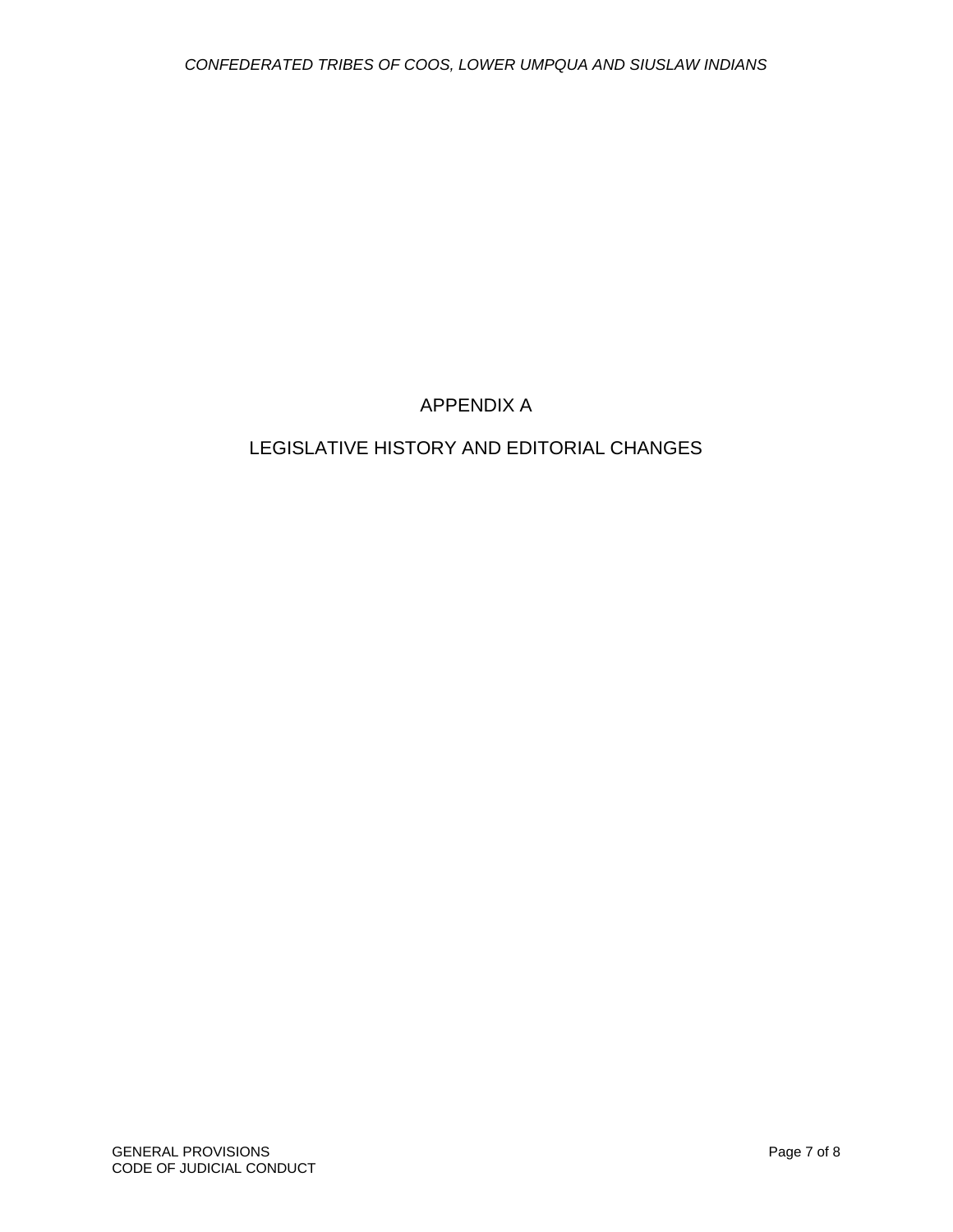# APPENDIX A

## LEGISLATIVE HISTORY AND EDITORIAL CHANGES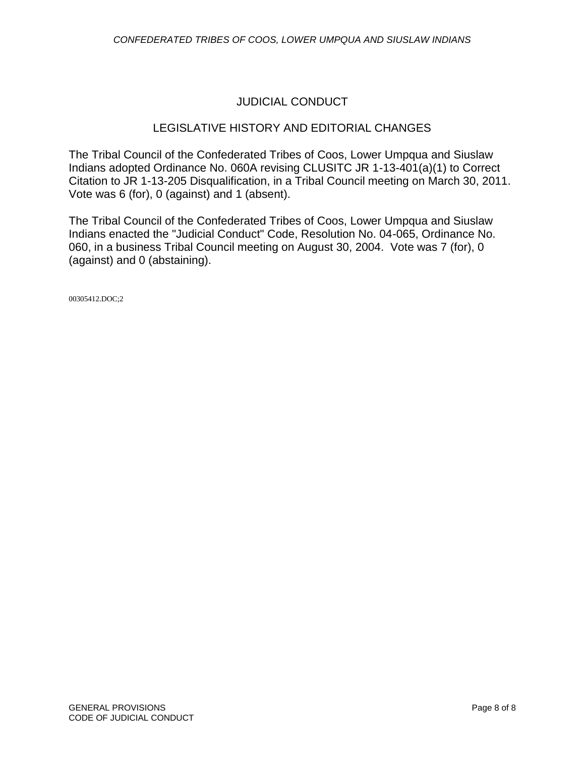## JUDICIAL CONDUCT

## LEGISLATIVE HISTORY AND EDITORIAL CHANGES

The Tribal Council of the Confederated Tribes of Coos, Lower Umpqua and Siuslaw Indians adopted Ordinance No. 060A revising CLUSITC JR 1-13-401(a)(1) to Correct Citation to JR 1-13-205 Disqualification, in a Tribal Council meeting on March 30, 2011. Vote was 6 (for), 0 (against) and 1 (absent).

The Tribal Council of the Confederated Tribes of Coos, Lower Umpqua and Siuslaw Indians enacted the "Judicial Conduct" Code, Resolution No. 04-065, Ordinance No. 060, in a business Tribal Council meeting on August 30, 2004. Vote was 7 (for), 0 (against) and 0 (abstaining).

00305412.DOC;2